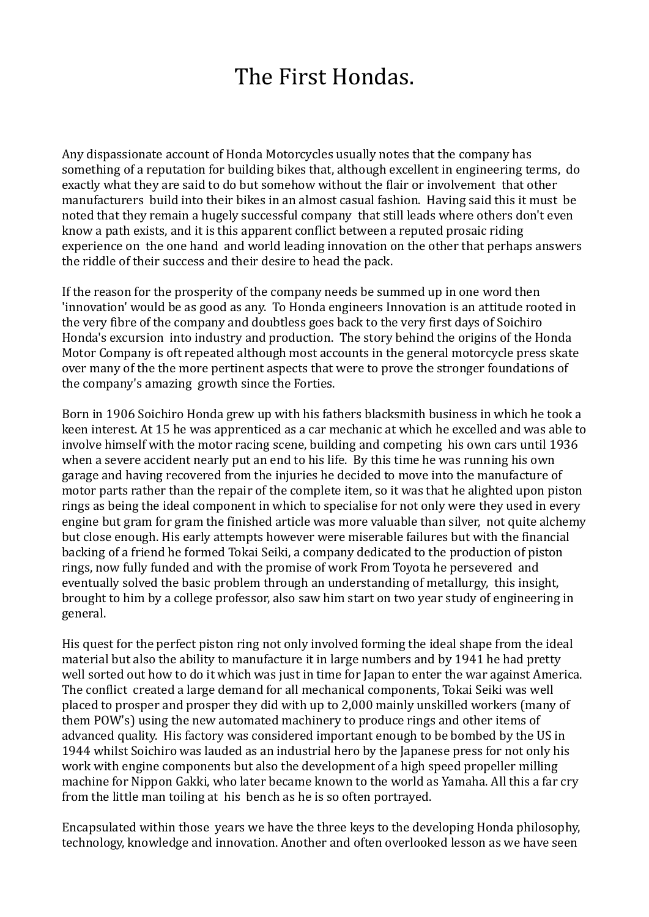# The First Hondas.

Any dispassionate account of Honda Motorcycles usually notes that the company has something of a reputation for building bikes that, although excellent in engineering terms, do exactly what they are said to do but somehow without the flair or involvement that other manufacturers build into their bikes in an almost casual fashion. Having said this it must be noted that they remain a hugely successful company that still leads where others don't even know a path exists, and it is this apparent conflict between a reputed prosaic riding experience on the one hand and world leading innovation on the other that perhaps answers the riddle of their success and their desire to head the pack.

If the reason for the prosperity of the company needs be summed up in one word then 'innovation' would be as good as any. To Honda engineers Innovation is an attitude rooted in the very fibre of the company and doubtless goes back to the very first days of Soichiro Honda's excursion into industry and production. The story behind the origins of the Honda Motor Company is oft repeated although most accounts in the general motorcycle press skate over many of the the more pertinent aspects that were to prove the stronger foundations of the company's amazing growth since the Forties.

Born in 1906 Soichiro Honda grew up with his fathers blacksmith business in which he took a keen interest. At 15 he was apprenticed as a car mechanic at which he excelled and was able to involve himself with the motor racing scene, building and competing his own cars until 1936 when a severe accident nearly put an end to his life. By this time he was running his own garage and having recovered from the injuries he decided to move into the manufacture of motor parts rather than the repair of the complete item, so it was that he alighted upon piston rings as being the ideal component in which to specialise for not only were they used in every engine but gram for gram the finished article was more valuable than silver, not quite alchemy but close enough. His early attempts however were miserable failures but with the financial backing of a friend he formed Tokai Seiki, a company dedicated to the production of piston rings, now fully funded and with the promise of work From Toyota he persevered and eventually solved the basic problem through an understanding of metallurgy, this insight, brought to him by a college professor, also saw him start on two year study of engineering in general.

His quest for the perfect piston ring not only involved forming the ideal shape from the ideal material but also the ability to manufacture it in large numbers and by 1941 he had pretty well sorted out how to do it which was just in time for Japan to enter the war against America. The conflict created a large demand for all mechanical components, Tokai Seiki was well placed to prosper and prosper they did with up to 2,000 mainly unskilled workers (many of them POW's) using the new automated machinery to produce rings and other items of advanced quality. His factory was considered important enough to be bombed by the US in 1944 whilst Soichiro was lauded as an industrial hero by the Japanese press for not only his work with engine components but also the development of a high speed propeller milling machine for Nippon Gakki, who later became known to the world as Yamaha. All this a far cry from the little man toiling at his bench as he is so often portrayed.

Encapsulated within those years we have the three keys to the developing Honda philosophy, technology, knowledge and innovation. Another and often overlooked lesson as we have seen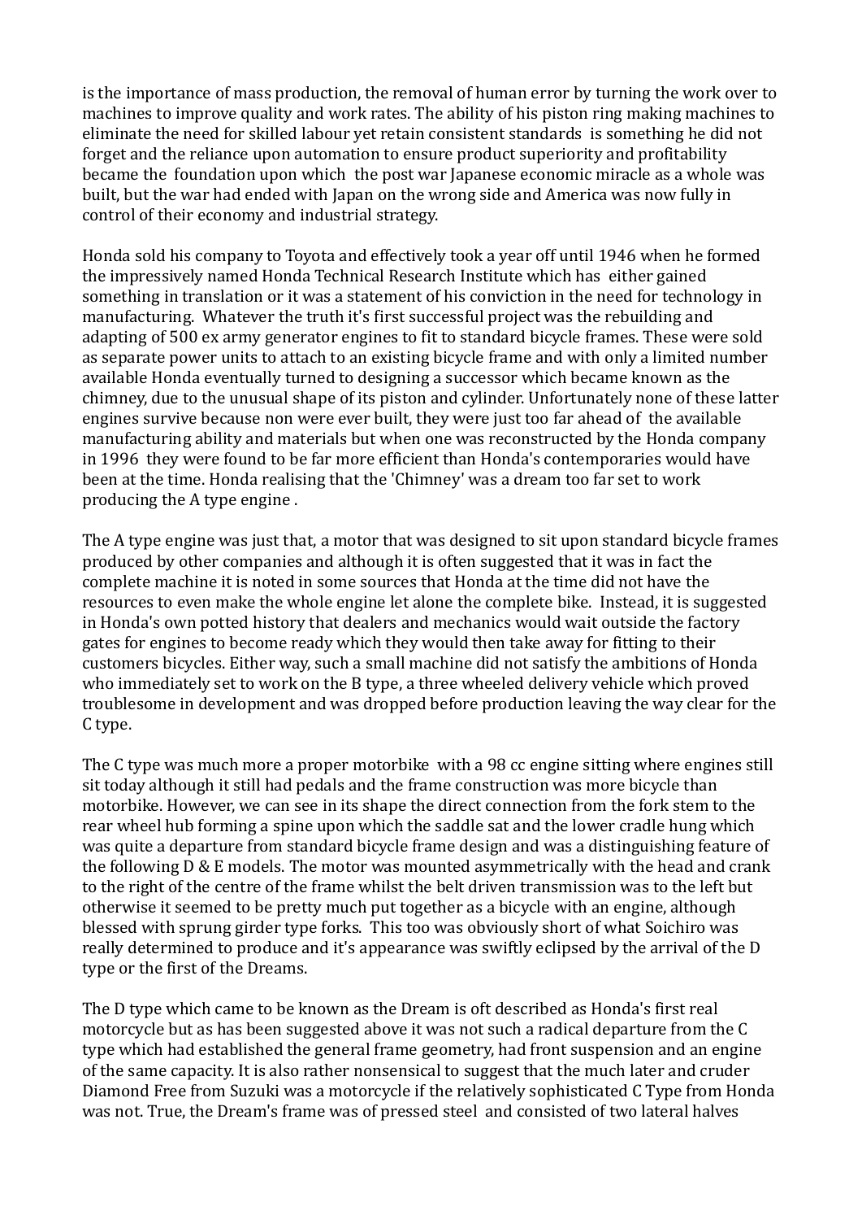is the importance of mass production, the removal of human error by turning the work over to machines to improve quality and work rates. The ability of his piston ring making machines to eliminate the need for skilled labour yet retain consistent standards is something he did not forget and the reliance upon automation to ensure product superiority and profitability became the foundation upon which the post war Japanese economic miracle as a whole was built, but the war had ended with Japan on the wrong side and America was now fully in control of their economy and industrial strategy.

Honda sold his company to Toyota and effectively took a year off until 1946 when he formed the impressively named Honda Technical Research Institute which has either gained something in translation or it was a statement of his conviction in the need for technology in manufacturing. Whatever the truth it's first successful project was the rebuilding and adapting of 500 ex army generator engines to fit to standard bicycle frames. These were sold as separate power units to attach to an existing bicycle frame and with only a limited number available Honda eventually turned to designing a successor which became known as the chimney, due to the unusual shape of its piston and cylinder. Unfortunately none of these latter engines survive because non were ever built, they were just too far ahead of the available manufacturing ability and materials but when one was reconstructed by the Honda company in 1996 they were found to be far more efficient than Honda's contemporaries would have been at the time. Honda realising that the 'Chimney' was a dream too far set to work producing the A type engine .

The A type engine was just that, a motor that was designed to sit upon standard bicycle frames produced by other companies and although it is often suggested that it was in fact the complete machine it is noted in some sources that Honda at the time did not have the resources to even make the whole engine let alone the complete bike. Instead, it is suggested in Honda's own potted history that dealers and mechanics would wait outside the factory gates for engines to become ready which they would then take away for fitting to their customers bicycles. Either way, such a small machine did not satisfy the ambitions of Honda who immediately set to work on the B type, a three wheeled delivery vehicle which proved troublesome in development and was dropped before production leaving the way clear for the C type.

The C type was much more a proper motorbike with a 98 cc engine sitting where engines still sit today although it still had pedals and the frame construction was more bicycle than motorbike. However, we can see in its shape the direct connection from the fork stem to the rear wheel hub forming a spine upon which the saddle sat and the lower cradle hung which was quite a departure from standard bicycle frame design and was a distinguishing feature of the following D & E models. The motor was mounted asymmetrically with the head and crank to the right of the centre of the frame whilst the belt driven transmission was to the left but otherwise it seemed to be pretty much put together as a bicycle with an engine, although blessed with sprung girder type forks. This too was obviously short of what Soichiro was really determined to produce and it's appearance was swiftly eclipsed by the arrival of the D type or the first of the Dreams.

The D type which came to be known as the Dream is oft described as Honda's first real motorcycle but as has been suggested above it was not such a radical departure from the C type which had established the general frame geometry, had front suspension and an engine of the same capacity. It is also rather nonsensical to suggest that the much later and cruder Diamond Free from Suzuki was a motorcycle if the relatively sophisticated C Type from Honda was not. True, the Dream's frame was of pressed steel and consisted of two lateral halves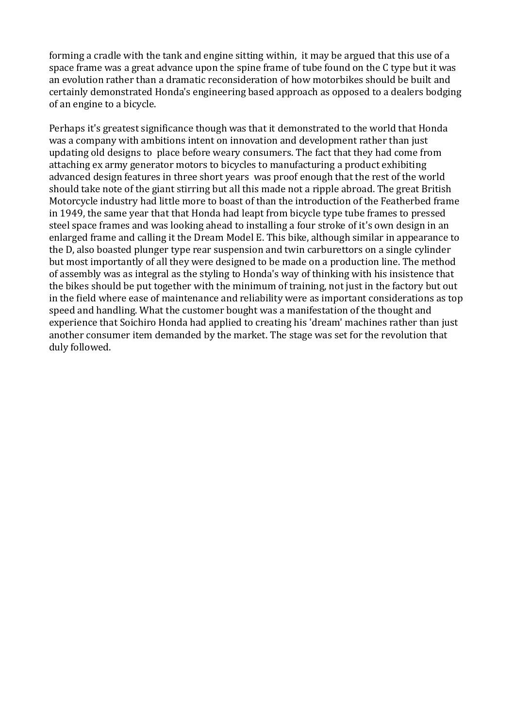forming a cradle with the tank and engine sitting within,  it may be argued that this use of a space frame was a great advance upon the spine frame of tube found on the C type but it was an evolution rather than a dramatic reconsideration of how motorbikes should be built and certainly demonstrated Honda's engineering based approach as opposed to a dealers bodging of an engine to a bicycle.

Perhaps it's greatest significance though was that it demonstrated to the world that Honda was a company with ambitions intent on innovation and development rather than just updating old designs to  place before weary consumers. The fact that they had come from attaching ex army generator motors to bicycles to manufacturing a product exhibiting advanced design features in three short years  was proof enough that the rest of the world should take note of the giant stirring but all this made not a ripple abroad. The great British Motorcycle industry had little more to boast of than the introduction of the Featherbed frame in 1949, the same year that that Honda had leapt from bicycle type tube frames to pressed steel space frames and was looking ahead to installing a four stroke of it's own design in an enlarged frame and calling it the Dream Model E. This bike, although similar in appearance to the D, also boasted plunger type rear suspension and twin carburettors on a single cylinder but most importantly of all they were designed to be made on a production line. The method of assembly was as integral as the styling to Honda's way of thinking with his insistence that the bikes should be put together with the minimum of training, not just in the factory but out in the field where ease of maintenance and reliability were as important considerations as top speed and handling. What the customer bought was a manifestation of the thought and experience that Soichiro Honda had applied to creating his 'dream' machines rather than just another consumer item demanded by the market. The stage was set for the revolution that duly followed.